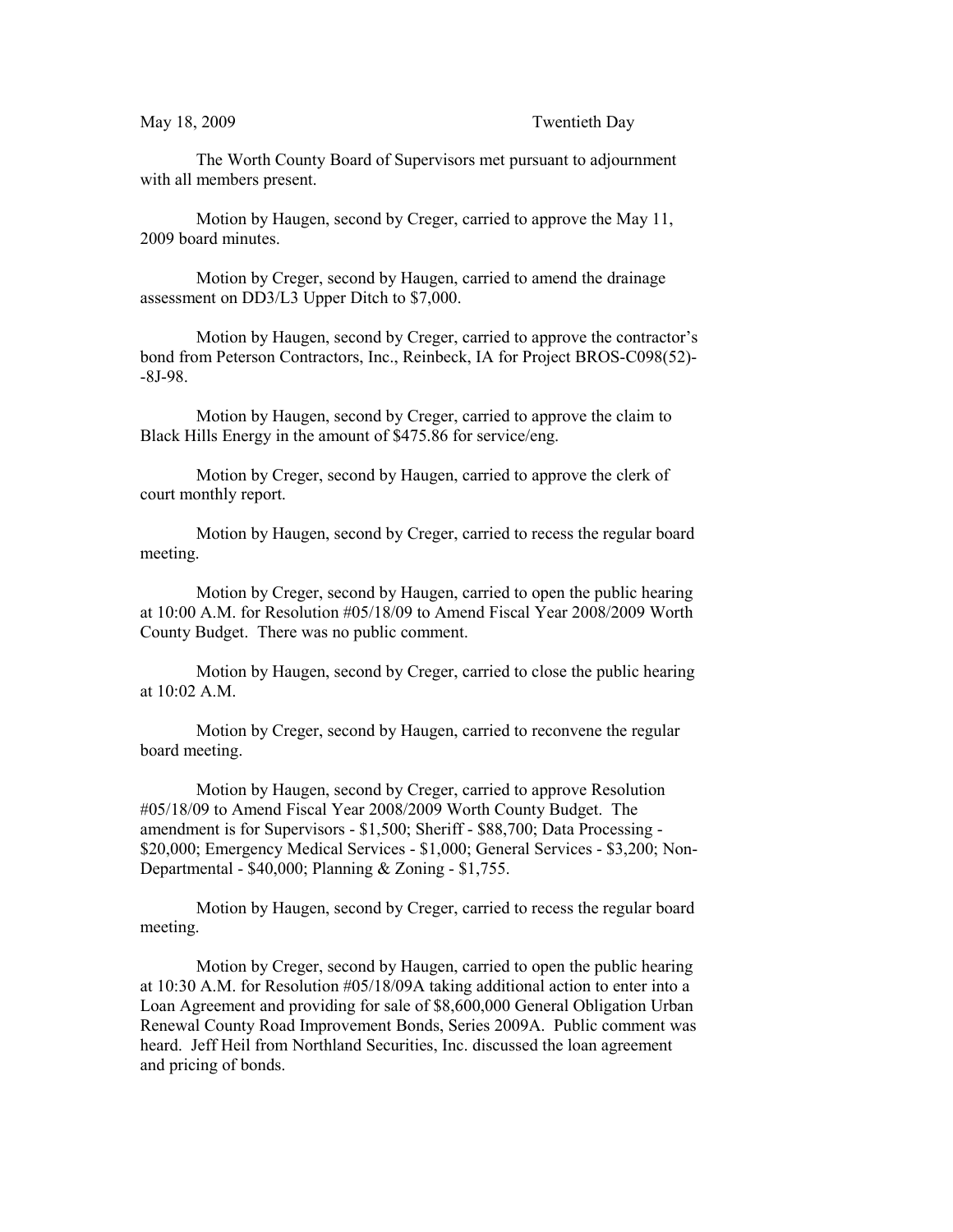May 18, 2009 Twentieth Day

The Worth County Board of Supervisors met pursuant to adjournment with all members present.

Motion by Haugen, second by Creger, carried to approve the May 11, 2009 board minutes.

Motion by Creger, second by Haugen, carried to amend the drainage assessment on DD3/L3 Upper Ditch to $7,000.

Motion by Haugen, second by Creger, carried to approve the contractor's bond from Peterson Contractors, Inc., Reinbeck, IA for Project BROS-C098(52)--8J-98.

Motion by Haugen, second by Creger, carried to approve the claim to Black Hills Energy in the amount of $475.86 for service/eng.

Motion by Creger, second by Haugen, carried to approve the clerk of court monthly report.

Motion by Haugen, second by Creger, carried to recess the regular board meeting.

Motion by Creger, second by Haugen, carried to open the public hearing at 10:00 A.M. for Resolution #05/18/09 to Amend Fiscal Year 2008/2009 Worth County Budget. There was no public comment.

Motion by Haugen, second by Creger, carried to close the public hearing at 10:02 A.M.

Motion by Creger, second by Haugen, carried to reconvene the regular board meeting.

Motion by Haugen, second by Creger, carried to approve Resolution #05/18/09 to Amend Fiscal Year 2008/2009 Worth County Budget. The amendment is for Supervisors - $1,500; Sheriff - $88,700; Data Processing - $20,000; Emergency Medical Services - $1,000; General Services - $3,200; Non-Departmental - $40,000; Planning & Zoning - $1,755.

Motion by Haugen, second by Creger, carried to recess the regular board meeting.

Motion by Creger, second by Haugen, carried to open the public hearing at 10:30 A.M. for Resolution #05/18/09A taking additional action to enter into a Loan Agreement and providing for sale of $8,600,000 General Obligation Urban Renewal County Road Improvement Bonds, Series 2009A. Public comment was heard. Jeff Heil from Northland Securities, Inc. discussed the loan agreement and pricing of bonds.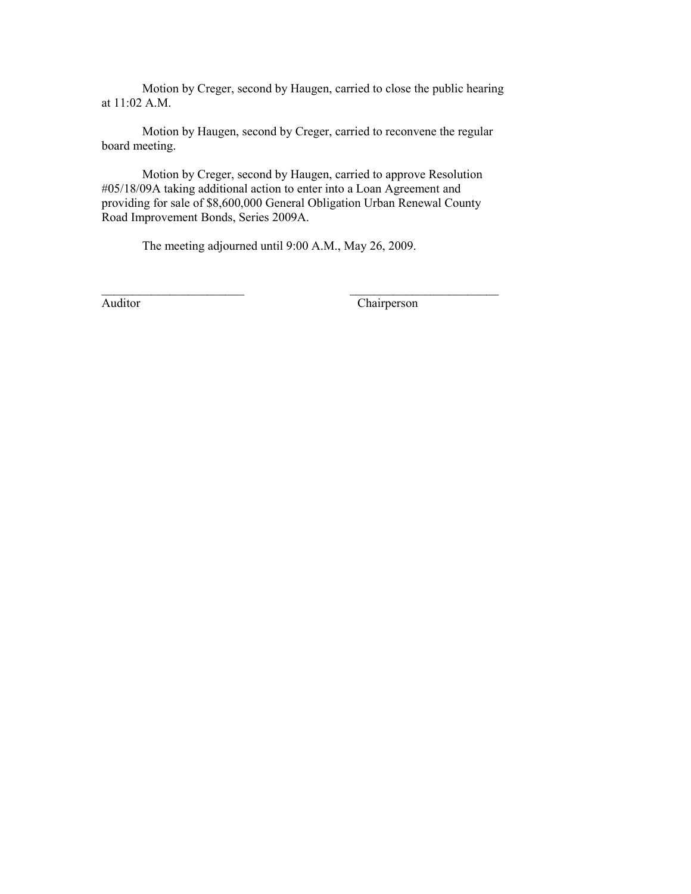Motion by Creger, second by Haugen, carried to close the public hearing at 11:02 A.M.

Motion by Haugen, second by Creger, carried to reconvene the regular board meeting.

Motion by Creger, second by Haugen, carried to approve Resolution #05/18/09A taking additional action to enter into a Loan Agreement and providing for sale of $8,600,000 General Obligation Urban Renewal County Road Improvement Bonds, Series 2009A.

The meeting adjourned until 9:00 A.M., May 26, 2009.

| | |
|---|---|
| _______________________ | ________________________ |
| Auditor | Chairperson |